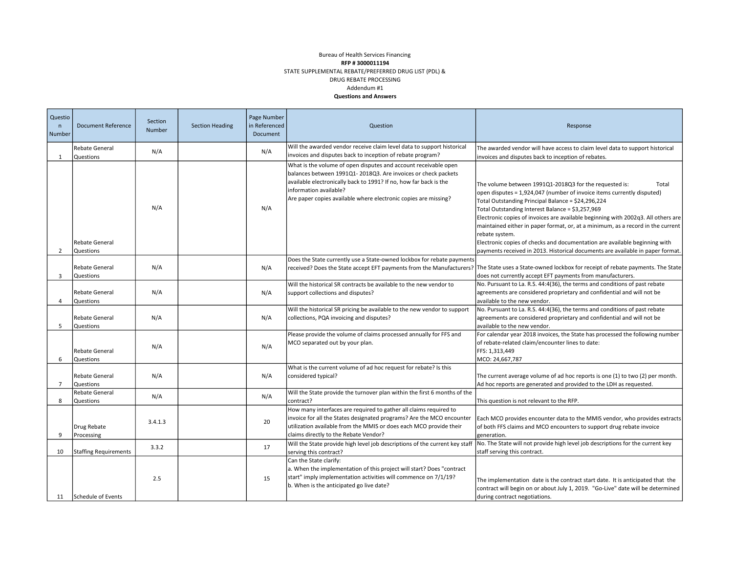Bureau of Health Services Financing

**RFP # 3000011194**

STATE SUPPLEMENTAL REBATE/PREFERRED DRUG LIST (PDL) &

DRUG REBATE PROCESSING

Addendum #1

**Questions and Answers**

| Question Number | Document Reference | Section Number | Section Heading | Page Number in Referenced Document | Question | Response |
|---|---|---|---|---|---|---|
| 1 | Rebate General Questions | N/A | | N/A | Will the awarded vendor receive claim level data to support historical invoices and disputes back to inception of rebate program? | The awarded vendor will have access to claim level data to support historical invoices and disputes back to inception of rebates. |
| 2 | Rebate General Questions | N/A | | N/A | What is the volume of open disputes and account receivable open balances between 1991Q1- 2018Q3. Are invoices or check packets available electronically back to 1991? If no, how far back is the information available?<br>Are paper copies available where electronic copies are missing? | The volume between 1991Q1-2018Q3 for the requested is: Total open disputes = 1,924,047 (number of invoice items currently disputed)<br>Total Outstanding Principal Balance = $24,296,224<br>Total Outstanding Interest Balance = $3,257,969<br>Electronic copies of invoices are available beginning with 2002q3. All others are maintained either in paper format, or, at a minimum, as a record in the current rebate system.<br>Electronic copies of checks and documentation are available beginning with payments received in 2013. Historical documents are available in paper format. |
| 3 | Rebate General Questions | N/A | | N/A | Does the State currently use a State-owned lockbox for rebate payments received? Does the State accept EFT payments from the Manufacturers? | The State uses a State-owned lockbox for receipt of rebate payments. The State does not currently accept EFT payments from manufacturers. |
| 4 | Rebate General Questions | N/A | | N/A | Will the historical SR contracts be available to the new vendor to support collections and disputes? | No. Pursuant to La. R.S. 44:4(36), the terms and conditions of past rebate agreements are considered proprietary and confidential and will not be available to the new vendor. |
| 5 | Rebate General Questions | N/A | | N/A | Will the historical SR pricing be available to the new vendor to support collections, PQA invoicing and disputes? | No. Pursuant to La. R.S. 44:4(36), the terms and conditions of past rebate agreements are considered proprietary and confidential and will not be available to the new vendor. |
| 6 | Rebate General Questions | N/A | | N/A | Please provide the volume of claims processed annually for FFS and MCO separated out by your plan. | For calendar year 2018 invoices, the State has processed the following number of rebate-related claim/encounter lines to date:<br>FFS: 1,313,449<br>MCO: 24,667,787 |
| 7 | Rebate General Questions | N/A | | N/A | What is the current volume of ad hoc request for rebate? Is this considered typical? | The current average volume of ad hoc reports is one (1) to two (2) per month. Ad hoc reports are generated and provided to the LDH as requested. |
| 8 | Rebate General Questions | N/A | | N/A | Will the State provide the turnover plan within the first 6 months of the contract? | This question is not relevant to the RFP. |
| 9 | Drug Rebate Processing | 3.4.1.3 | | 20 | How many interfaces are required to gather all claims required to invoice for all the States designated programs? Are the MCO encounter utilization available from the MMIS or does each MCO provide their claims directly to the Rebate Vendor? | Each MCO provides encounter data to the MMIS vendor, who provides extracts of both FFS claims and MCO encounters to support drug rebate invoice generation. |
| 10 | Staffing Requirements | 3.3.2 | | 17 | Will the State provide high level job descriptions of the current key staff serving this contract? | No. The State will not provide high level job descriptions for the current key staff serving this contract. |
| 11 | Schedule of Events | 2.5 | | 15 | Can the State clarify:<br>a. When the implementation of this project will start? Does "contract start" imply implementation activities will commence on 7/1/19?<br>b. When is the anticipated go live date? | The implementation date is the contract start date. It is anticipated that the contract will begin on or about July 1, 2019. "Go-Live" date will be determined during contract negotiations. |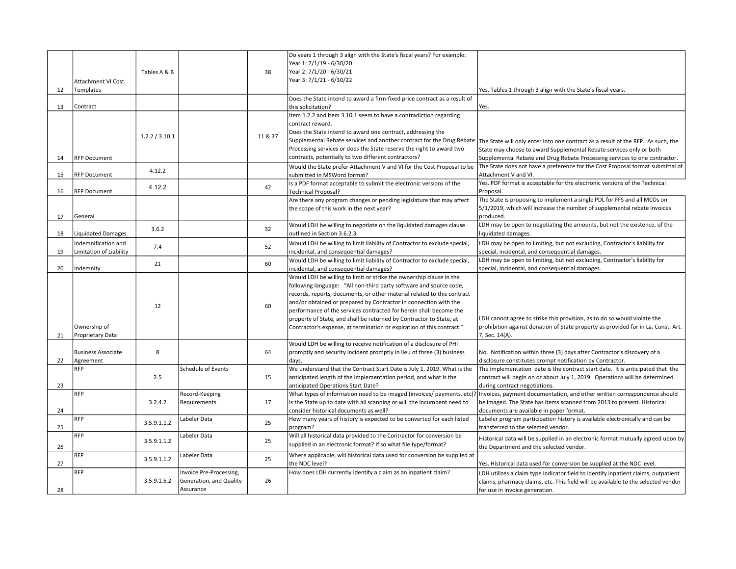| | | | | | | |
|---|---|---|---|---|---|---|
| 12 | Attachment VI Cost Templates | Tables A & B | | 38 | Do years 1 through 3 align with the State's fiscal years? For example: Year 1: 7/1/19 - 6/30/20 Year 2: 7/1/20 - 6/30/21 Year 3: 7/1/21 - 6/30/22 | Yes. Tables 1 through 3 align with the State's fiscal years. |
| 13 | Contract | | | | Does the State intend to award a firm-fixed price contract as a result of this solicitation? | Yes. |
| 14 | RFP Document | 1.2.2 / 3.10.1 | | 11 & 37 | Item 1.2.2 and item 3.10.1 seem to have a contradiction regarding contract reward. Does the State intend to award one contract, addressing the Supplemental Rebate services and another contract for the Drug Rebate Processing services or does the State reserve the right to award two contracts, potentially to two different contractors? | The State will only enter into one contract as a result of the RFP. As such, the State may choose to award Supplemental Rebate services only or both Supplemental Rebate and Drug Rebate Processing services to one contractor. |
| 15 | RFP Document | 4.12.2 | | | Would the State prefer Attachment V and VI for the Cost Proposal to be submitted in MSWord format? | The State does not have a preference for the Cost Proposal format submittal of Attachment V and VI. |
| 16 | RFP Document | 4.12.2 | | 42 | Is a PDF format acceptable to submit the electronic versions of the Technical Proposal? | Yes. PDF format is acceptable for the electronic versions of the Technical Proposal. |
| 17 | General | | | | Are there any program changes or pending legislature that may affect the scope of this work in the next year? | The State is proposing to implement a single PDL for FFS and all MCOs on 5/1/2019, which will increase the number of supplemental rebate invoices produced. |
| 18 | Liquidated Damages | 3.6.2 | | 32 | Would LDH be willing to negotiate on the liquidated damages clause outlined in Section 3.6.2.3 | LDH may be open to negotiating the amounts, but not the existence, of the liquidated damages. |
| 19 | Indemnification and Limitation of Liability | 7.4 | | 52 | Would LDH be willing to limit liability of Contractor to exclude special, incidental, and consequential damages? | LDH may be open to limiting, but not excluding, Contractor's liability for special, incidental, and consequential damages. |
| 20 | Indemnity | 21 | | 60 | Would LDH be willing to limit liability of Contractor to exclude special, incidental, and consequential damages? | LDH may be open to limiting, but not excluding, Contractor's liability for special, incidental, and consequential damages. |
| 21 | Ownership of Proprietary Data | 12 | | 60 | Would LDH be willing to limit or strike the ownership clause in the following language: "All non-third party software and source code, records, reports, documents, or other material related to this contract and/or obtained or prepared by Contractor in connection with the performance of the services contracted for herein shall become the property of State, and shall be returned by Contractor to State, at Contractor's expense, at termination or expiration of this contract." | LDH cannot agree to strike this provision, as to do so would violate the prohibition against donation of State property as provided for in La. Const. Art. 7, Sec. 14(A). |
| 22 | Business Associate Agreement | 8 | | 64 | Would LDH be willing to receive notification of a disclosure of PHI promptly and security incident promptly in lieu of three (3) business days. | No. Notification within three (3) days after Contractor's discovery of a disclosure constitutes prompt notification by Contractor. |
| 23 | RFP | 2.5 | Schedule of Events | 15 | We understand that the Contract Start Date is July 1, 2019. What is the anticipated length of the implementation period, and what is the anticipated Operations Start Date? | The implementation date is the contract start date. It is anticipated that the contract will begin on or about July 1, 2019. Operations will be determined during contract negotiations. |
| 24 | RFP | 3.2.4.2 | Record-Keeping Requirements | 17 | What types of information need to be imaged (invoices/ payments, etc)? Is the State up to date with all scanning or will the incumbent need to consider historical documents as well? | Invoices, payment documentation, and other written correspondence should be imaged. The State has items scanned from 2013 to present. Historical documents are available in paper format. |
| 25 | RFP | 3.5.9.1.1.2 | Labeler Data | 25 | How many years of history is expected to be converted for each listed program? | Labeler program participation history is available electronically and can be transferred to the selected vendor. |
| 26 | RFP | 3.5.9.1.1.2 | Labeler Data | 25 | Will all historical data provided to the Contractor for conversion be supplied in an electronic format? If so what file type/format? | Historical data will be supplied in an electronic format mutually agreed upon by the Department and the selected vendor. |
| 27 | RFP | 3.5.9.1.1.2 | Labeler Data | 25 | Where applicable, will historical data used for conversion be supplied at the NDC level? | Yes. Historical data used for conversion be supplied at the NDC level. |
| 28 | RFP | 3.5.9.1.5.2 | Invoice Pre-Processing, Generation, and Quality Assurance | 26 | How does LDH currently identify a claim as an inpatient claim? | LDH utilizes a claim type indicator field to identify inpatient claims, outpatient claims, pharmacy claims, etc. This field will be available to the selected vendor for use in invoice generation. |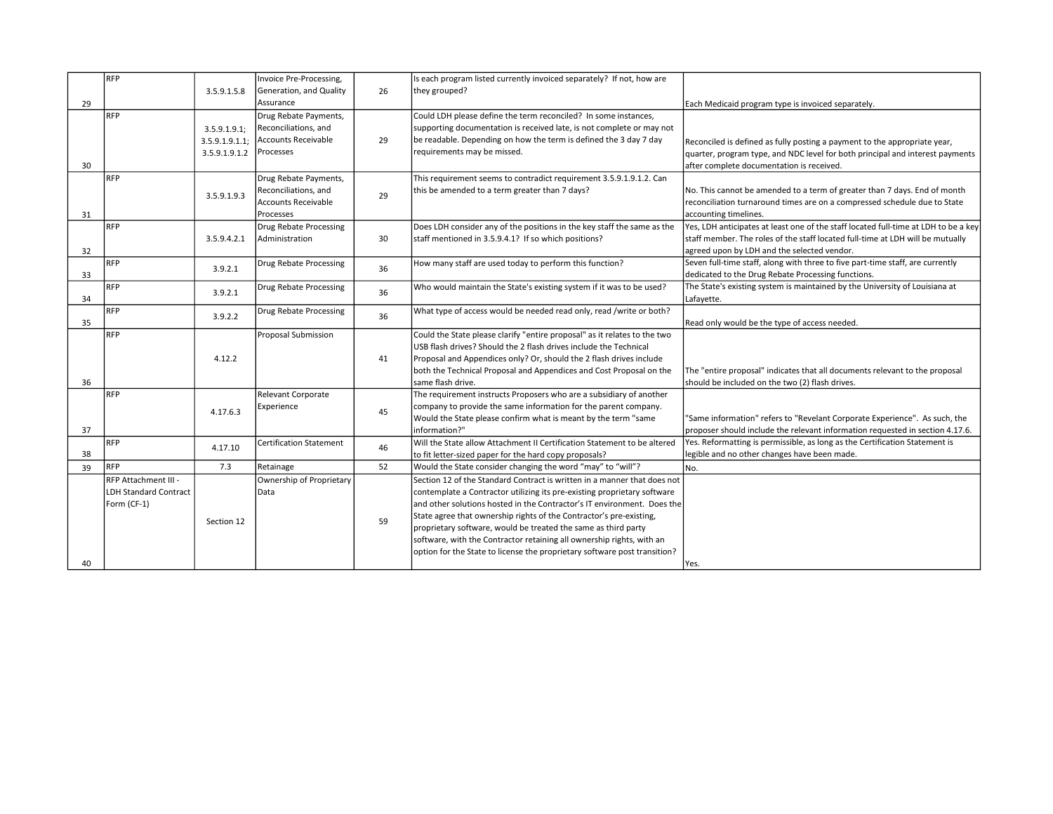| | | | | | | |
|---|---|---|---|---|---|---|
| 29 | RFP | 3.5.9.1.5.8 | Invoice Pre-Processing, Generation, and Quality Assurance | 26 | Is each program listed currently invoiced separately? If not, how are they grouped? | Each Medicaid program type is invoiced separately. |
| 30 | RFP | 3.5.9.1.9.1; 3.5.9.1.9.1.1; 3.5.9.1.9.1.2 | Drug Rebate Payments, Reconciliations, and Accounts Receivable Processes | 29 | Could LDH please define the term reconciled? In some instances, supporting documentation is received late, is not complete or may not be readable. Depending on how the term is defined the 3 day 7 day requirements may be missed. | Reconciled is defined as fully posting a payment to the appropriate year, quarter, program type, and NDC level for both principal and interest payments after complete documentation is received. |
| 31 | RFP | 3.5.9.1.9.3 | Drug Rebate Payments, Reconciliations, and Accounts Receivable Processes | 29 | This requirement seems to contradict requirement 3.5.9.1.9.1.2. Can this be amended to a term greater than 7 days? | No. This cannot be amended to a term of greater than 7 days. End of month reconciliation turnaround times are on a compressed schedule due to State accounting timelines. |
| 32 | RFP | 3.5.9.4.2.1 | Drug Rebate Processing Administration | 30 | Does LDH consider any of the positions in the key staff the same as the staff mentioned in 3.5.9.4.1? If so which positions? | Yes, LDH anticipates at least one of the staff located full-time at LDH to be a key staff member. The roles of the staff located full-time at LDH will be mutually agreed upon by LDH and the selected vendor. |
| 33 | RFP | 3.9.2.1 | Drug Rebate Processing | 36 | How many staff are used today to perform this function? | Seven full-time staff, along with three to five part-time staff, are currently dedicated to the Drug Rebate Processing functions. |
| 34 | RFP | 3.9.2.1 | Drug Rebate Processing | 36 | Who would maintain the State's existing system if it was to be used? | The State's existing system is maintained by the University of Louisiana at Lafayette. |
| 35 | RFP | 3.9.2.2 | Drug Rebate Processing | 36 | What type of access would be needed read only, read /write or both? | Read only would be the type of access needed. |
| 36 | RFP | 4.12.2 | Proposal Submission | 41 | Could the State please clarify "entire proposal" as it relates to the two USB flash drives? Should the 2 flash drives include the Technical Proposal and Appendices only? Or, should the 2 flash drives include both the Technical Proposal and Appendices and Cost Proposal on the same flash drive. | The "entire proposal" indicates that all documents relevant to the proposal should be included on the two (2) flash drives. |
| 37 | RFP | 4.17.6.3 | Relevant Corporate Experience | 45 | The requirement instructs Proposers who are a subsidiary of another company to provide the same information for the parent company. Would the State please confirm what is meant by the term "same information?" | "Same information" refers to "Revelant Corporate Experience". As such, the proposer should include the relevant information requested in section 4.17.6. |
| 38 | RFP | 4.17.10 | Certification Statement | 46 | Will the State allow Attachment II Certification Statement to be altered to fit letter-sized paper for the hard copy proposals? | Yes. Reformatting is permissible, as long as the Certification Statement is legible and no other changes have been made. |
| 39 | RFP | 7.3 | Retainage | 52 | Would the State consider changing the word "may" to "will"? | No. |
| 40 | RFP Attachment III - LDH Standard Contract Form (CF-1) | Section 12 | Ownership of Proprietary Data | 59 | Section 12 of the Standard Contract is written in a manner that does not contemplate a Contractor utilizing its pre-existing proprietary software and other solutions hosted in the Contractor's IT environment. Does the State agree that ownership rights of the Contractor's pre-existing, proprietary software, would be treated the same as third party software, with the Contractor retaining all ownership rights, with an option for the State to license the proprietary software post transition? | Yes. |